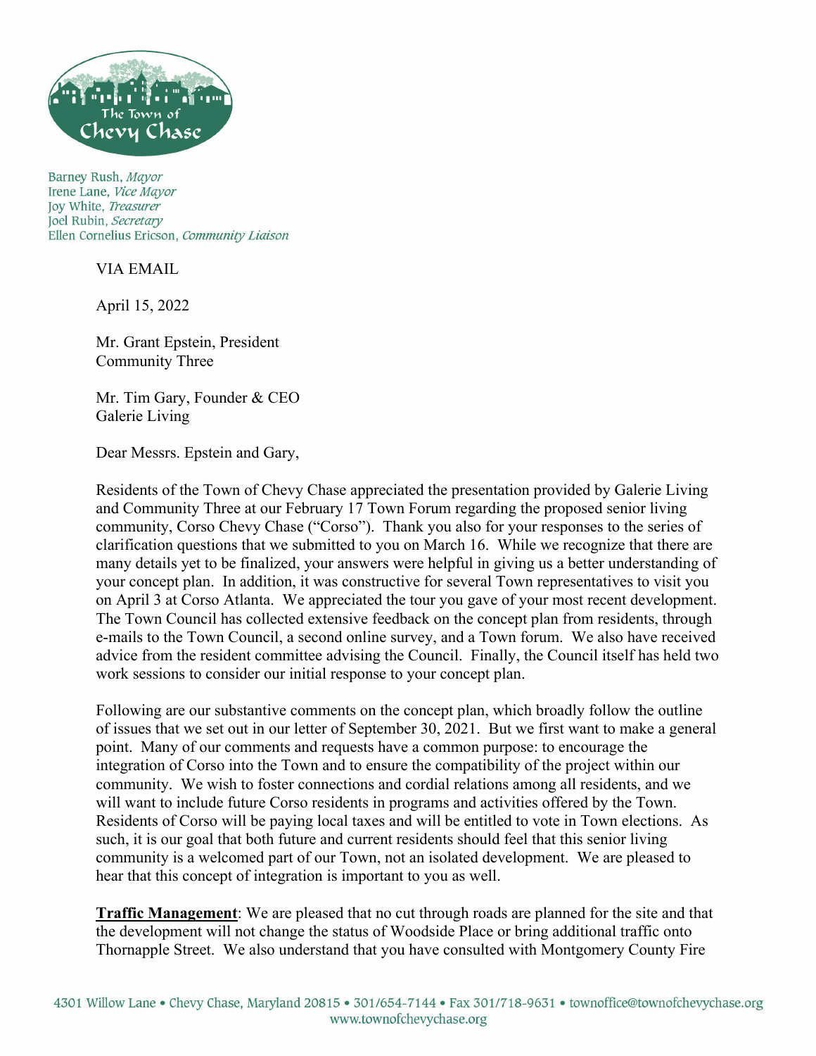The Town of Chevy Chase

Barney Rush, *Mayor*
Irene Lane, *Vice Mayor*
Joy White, *Treasurer*
Joel Rubin, *Secretary*
Ellen Cornelius Ericson, *Community Liaison*

VIA EMAIL

April 15, 2022

Mr. Grant Epstein, President
Community Three

Mr. Tim Gary, Founder & CEO
Galerie Living

Dear Messrs. Epstein and Gary,

Residents of the Town of Chevy Chase appreciated the presentation provided by Galerie Living and Community Three at our February 17 Town Forum regarding the proposed senior living community, Corso Chevy Chase ("Corso"). Thank you also for your responses to the series of clarification questions that we submitted to you on March 16. While we recognize that there are many details yet to be finalized, your answers were helpful in giving us a better understanding of your concept plan. In addition, it was constructive for several Town representatives to visit you on April 3 at Corso Atlanta. We appreciated the tour you gave of your most recent development. The Town Council has collected extensive feedback on the concept plan from residents, through e-mails to the Town Council, a second online survey, and a Town forum. We also have received advice from the resident committee advising the Council. Finally, the Council itself has held two work sessions to consider our initial response to your concept plan.

Following are our substantive comments on the concept plan, which broadly follow the outline of issues that we set out in our letter of September 30, 2021. But we first want to make a general point. Many of our comments and requests have a common purpose: to encourage the integration of Corso into the Town and to ensure the compatibility of the project within our community. We wish to foster connections and cordial relations among all residents, and we will want to include future Corso residents in programs and activities offered by the Town. Residents of Corso will be paying local taxes and will be entitled to vote in Town elections. As such, it is our goal that both future and current residents should feel that this senior living community is a welcomed part of our Town, not an isolated development. We are pleased to hear that this concept of integration is important to you as well.

**Traffic Management**: We are pleased that no cut through roads are planned for the site and that the development will not change the status of Woodside Place or bring additional traffic onto Thornapple Street. We also understand that you have consulted with Montgomery County Fire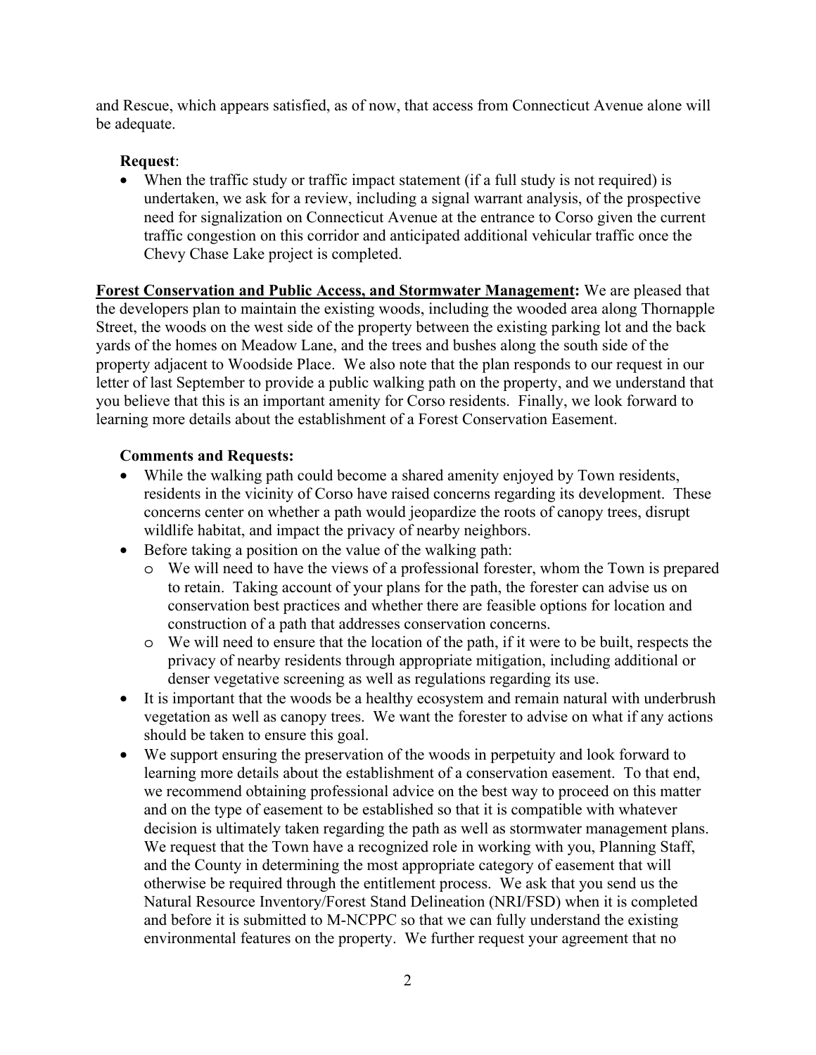and Rescue, which appears satisfied, as of now, that access from Connecticut Avenue alone will be adequate.

**Request**:

- When the traffic study or traffic impact statement (if a full study is not required) is undertaken, we ask for a review, including a signal warrant analysis, of the prospective need for signalization on Connecticut Avenue at the entrance to Corso given the current traffic congestion on this corridor and anticipated additional vehicular traffic once the Chevy Chase Lake project is completed.

**<u>Forest Conservation and Public Access, and Stormwater Management</u>:** We are pleased that the developers plan to maintain the existing woods, including the wooded area along Thornapple Street, the woods on the west side of the property between the existing parking lot and the back yards of the homes on Meadow Lane, and the trees and bushes along the south side of the property adjacent to Woodside Place. We also note that the plan responds to our request in our letter of last September to provide a public walking path on the property, and we understand that you believe that this is an important amenity for Corso residents. Finally, we look forward to learning more details about the establishment of a Forest Conservation Easement.

**Comments and Requests:**

- While the walking path could become a shared amenity enjoyed by Town residents, residents in the vicinity of Corso have raised concerns regarding its development. These concerns center on whether a path would jeopardize the roots of canopy trees, disrupt wildlife habitat, and impact the privacy of nearby neighbors.
- Before taking a position on the value of the walking path:
  - We will need to have the views of a professional forester, whom the Town is prepared to retain. Taking account of your plans for the path, the forester can advise us on conservation best practices and whether there are feasible options for location and construction of a path that addresses conservation concerns.
  - We will need to ensure that the location of the path, if it were to be built, respects the privacy of nearby residents through appropriate mitigation, including additional or denser vegetative screening as well as regulations regarding its use.
- It is important that the woods be a healthy ecosystem and remain natural with underbrush vegetation as well as canopy trees. We want the forester to advise on what if any actions should be taken to ensure this goal.
- We support ensuring the preservation of the woods in perpetuity and look forward to learning more details about the establishment of a conservation easement. To that end, we recommend obtaining professional advice on the best way to proceed on this matter and on the type of easement to be established so that it is compatible with whatever decision is ultimately taken regarding the path as well as stormwater management plans. We request that the Town have a recognized role in working with you, Planning Staff, and the County in determining the most appropriate category of easement that will otherwise be required through the entitlement process. We ask that you send us the Natural Resource Inventory/Forest Stand Delineation (NRI/FSD) when it is completed and before it is submitted to M-NCPPC so that we can fully understand the existing environmental features on the property. We further request your agreement that no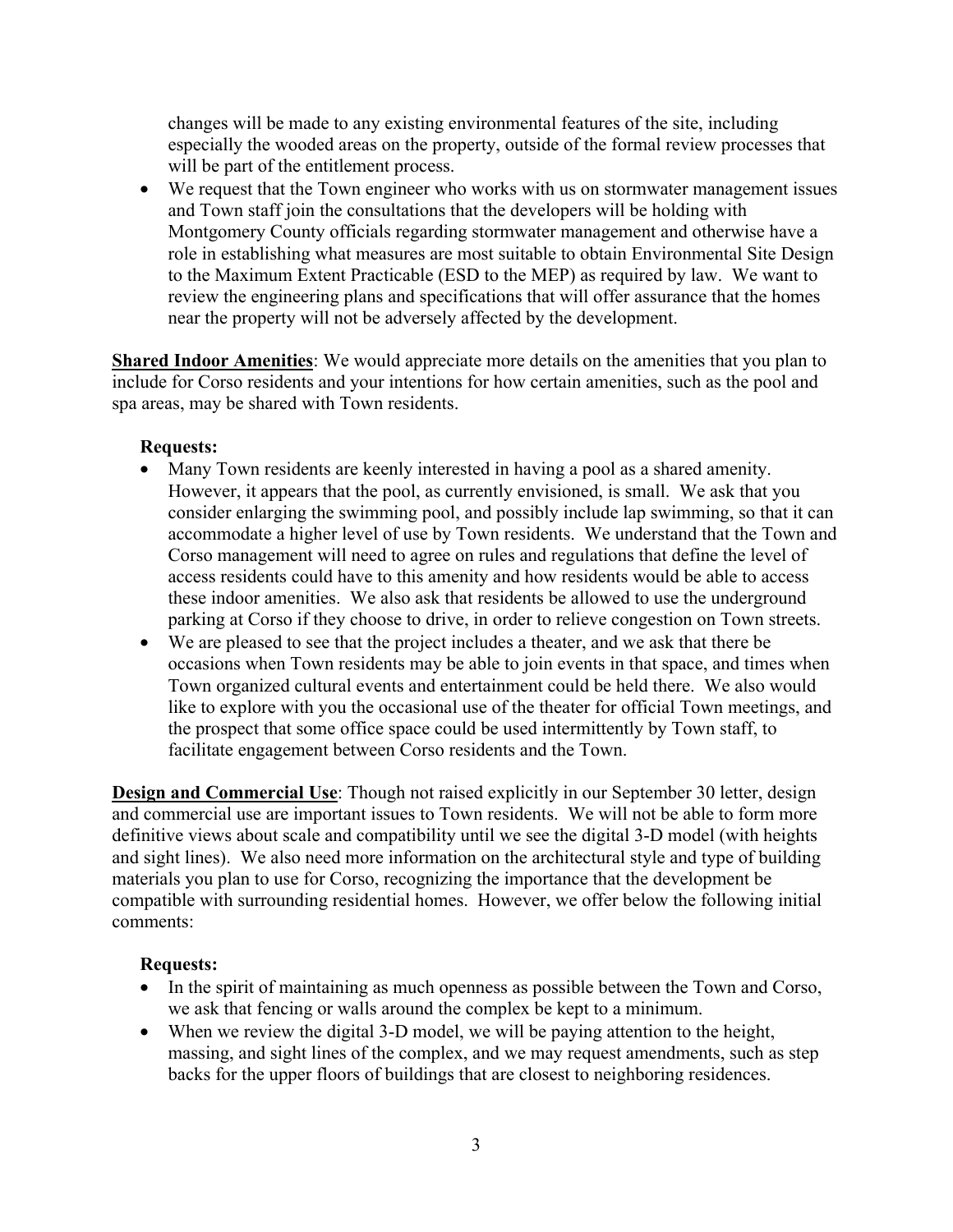changes will be made to any existing environmental features of the site, including especially the wooded areas on the property, outside of the formal review processes that will be part of the entitlement process.

- We request that the Town engineer who works with us on stormwater management issues and Town staff join the consultations that the developers will be holding with Montgomery County officials regarding stormwater management and otherwise have a role in establishing what measures are most suitable to obtain Environmental Site Design to the Maximum Extent Practicable (ESD to the MEP) as required by law. We want to review the engineering plans and specifications that will offer assurance that the homes near the property will not be adversely affected by the development.

**Shared Indoor Amenities**: We would appreciate more details on the amenities that you plan to include for Corso residents and your intentions for how certain amenities, such as the pool and spa areas, may be shared with Town residents.

**Requests:**

- Many Town residents are keenly interested in having a pool as a shared amenity. However, it appears that the pool, as currently envisioned, is small. We ask that you consider enlarging the swimming pool, and possibly include lap swimming, so that it can accommodate a higher level of use by Town residents. We understand that the Town and Corso management will need to agree on rules and regulations that define the level of access residents could have to this amenity and how residents would be able to access these indoor amenities. We also ask that residents be allowed to use the underground parking at Corso if they choose to drive, in order to relieve congestion on Town streets.
- We are pleased to see that the project includes a theater, and we ask that there be occasions when Town residents may be able to join events in that space, and times when Town organized cultural events and entertainment could be held there. We also would like to explore with you the occasional use of the theater for official Town meetings, and the prospect that some office space could be used intermittently by Town staff, to facilitate engagement between Corso residents and the Town.

**Design and Commercial Use**: Though not raised explicitly in our September 30 letter, design and commercial use are important issues to Town residents. We will not be able to form more definitive views about scale and compatibility until we see the digital 3-D model (with heights and sight lines). We also need more information on the architectural style and type of building materials you plan to use for Corso, recognizing the importance that the development be compatible with surrounding residential homes. However, we offer below the following initial comments:

**Requests:**

- In the spirit of maintaining as much openness as possible between the Town and Corso, we ask that fencing or walls around the complex be kept to a minimum.
- When we review the digital 3-D model, we will be paying attention to the height, massing, and sight lines of the complex, and we may request amendments, such as step backs for the upper floors of buildings that are closest to neighboring residences.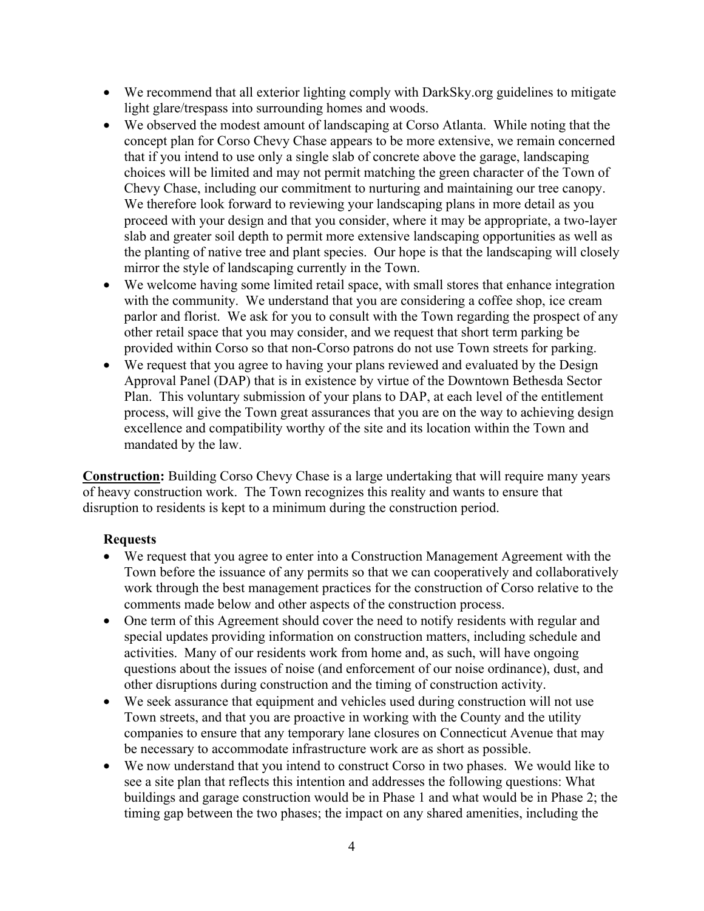- We recommend that all exterior lighting comply with DarkSky.org guidelines to mitigate light glare/trespass into surrounding homes and woods.
- We observed the modest amount of landscaping at Corso Atlanta. While noting that the concept plan for Corso Chevy Chase appears to be more extensive, we remain concerned that if you intend to use only a single slab of concrete above the garage, landscaping choices will be limited and may not permit matching the green character of the Town of Chevy Chase, including our commitment to nurturing and maintaining our tree canopy. We therefore look forward to reviewing your landscaping plans in more detail as you proceed with your design and that you consider, where it may be appropriate, a two-layer slab and greater soil depth to permit more extensive landscaping opportunities as well as the planting of native tree and plant species. Our hope is that the landscaping will closely mirror the style of landscaping currently in the Town.
- We welcome having some limited retail space, with small stores that enhance integration with the community. We understand that you are considering a coffee shop, ice cream parlor and florist. We ask for you to consult with the Town regarding the prospect of any other retail space that you may consider, and we request that short term parking be provided within Corso so that non-Corso patrons do not use Town streets for parking.
- We request that you agree to having your plans reviewed and evaluated by the Design Approval Panel (DAP) that is in existence by virtue of the Downtown Bethesda Sector Plan. This voluntary submission of your plans to DAP, at each level of the entitlement process, will give the Town great assurances that you are on the way to achieving design excellence and compatibility worthy of the site and its location within the Town and mandated by the law.

**Construction:** Building Corso Chevy Chase is a large undertaking that will require many years of heavy construction work. The Town recognizes this reality and wants to ensure that disruption to residents is kept to a minimum during the construction period.

**Requests**

- We request that you agree to enter into a Construction Management Agreement with the Town before the issuance of any permits so that we can cooperatively and collaboratively work through the best management practices for the construction of Corso relative to the comments made below and other aspects of the construction process.
- One term of this Agreement should cover the need to notify residents with regular and special updates providing information on construction matters, including schedule and activities. Many of our residents work from home and, as such, will have ongoing questions about the issues of noise (and enforcement of our noise ordinance), dust, and other disruptions during construction and the timing of construction activity.
- We seek assurance that equipment and vehicles used during construction will not use Town streets, and that you are proactive in working with the County and the utility companies to ensure that any temporary lane closures on Connecticut Avenue that may be necessary to accommodate infrastructure work are as short as possible.
- We now understand that you intend to construct Corso in two phases. We would like to see a site plan that reflects this intention and addresses the following questions: What buildings and garage construction would be in Phase 1 and what would be in Phase 2; the timing gap between the two phases; the impact on any shared amenities, including the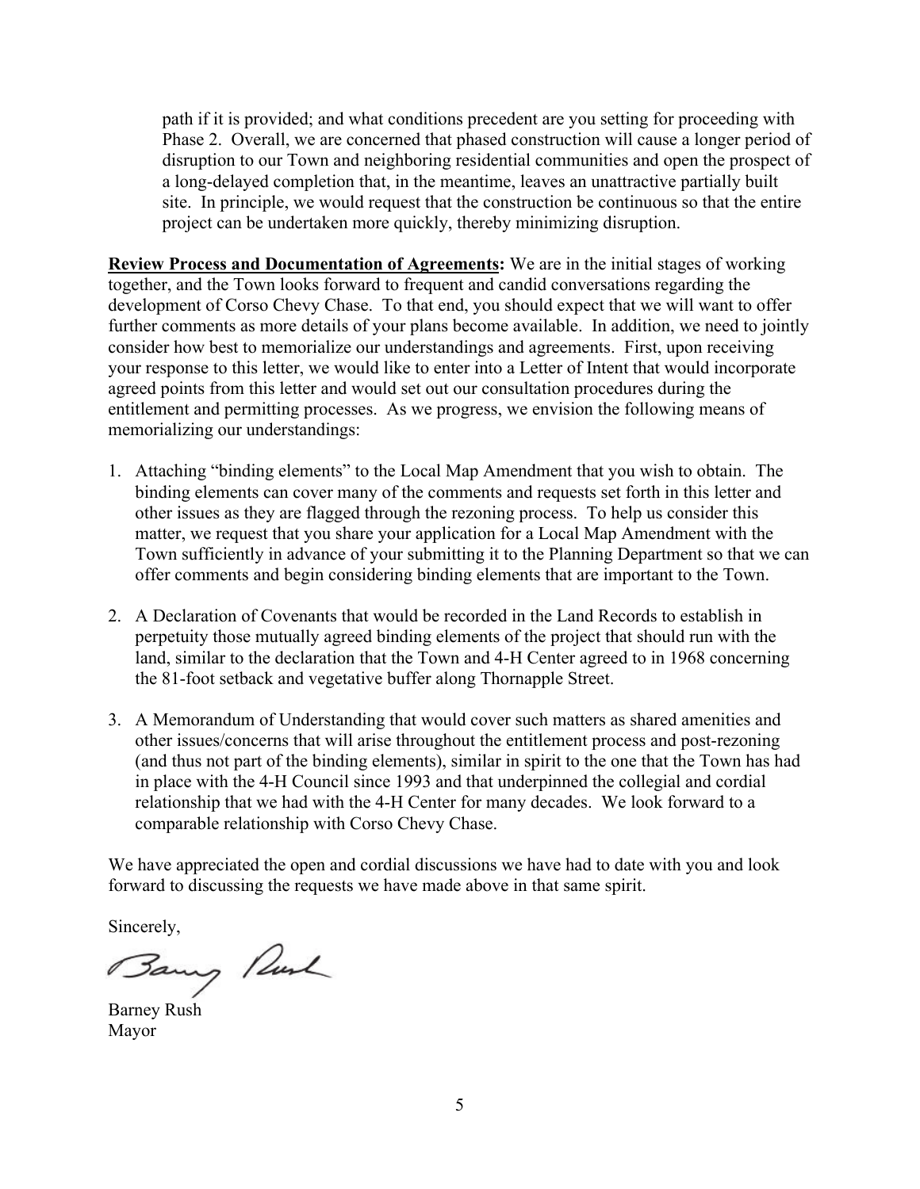path if it is provided; and what conditions precedent are you setting for proceeding with Phase 2. Overall, we are concerned that phased construction will cause a longer period of disruption to our Town and neighboring residential communities and open the prospect of a long-delayed completion that, in the meantime, leaves an unattractive partially built site. In principle, we would request that the construction be continuous so that the entire project can be undertaken more quickly, thereby minimizing disruption.

**Review Process and Documentation of Agreements:** We are in the initial stages of working together, and the Town looks forward to frequent and candid conversations regarding the development of Corso Chevy Chase. To that end, you should expect that we will want to offer further comments as more details of your plans become available. In addition, we need to jointly consider how best to memorialize our understandings and agreements. First, upon receiving your response to this letter, we would like to enter into a Letter of Intent that would incorporate agreed points from this letter and would set out our consultation procedures during the entitlement and permitting processes. As we progress, we envision the following means of memorializing our understandings:

1. Attaching "binding elements" to the Local Map Amendment that you wish to obtain. The binding elements can cover many of the comments and requests set forth in this letter and other issues as they are flagged through the rezoning process. To help us consider this matter, we request that you share your application for a Local Map Amendment with the Town sufficiently in advance of your submitting it to the Planning Department so that we can offer comments and begin considering binding elements that are important to the Town.

2. A Declaration of Covenants that would be recorded in the Land Records to establish in perpetuity those mutually agreed binding elements of the project that should run with the land, similar to the declaration that the Town and 4-H Center agreed to in 1968 concerning the 81-foot setback and vegetative buffer along Thornapple Street.

3. A Memorandum of Understanding that would cover such matters as shared amenities and other issues/concerns that will arise throughout the entitlement process and post-rezoning (and thus not part of the binding elements), similar in spirit to the one that the Town has had in place with the 4-H Council since 1993 and that underpinned the collegial and cordial relationship that we had with the 4-H Center for many decades. We look forward to a comparable relationship with Corso Chevy Chase.

We have appreciated the open and cordial discussions we have had to date with you and look forward to discussing the requests we have made above in that same spirit.

Sincerely,

Barney Rush
Mayor